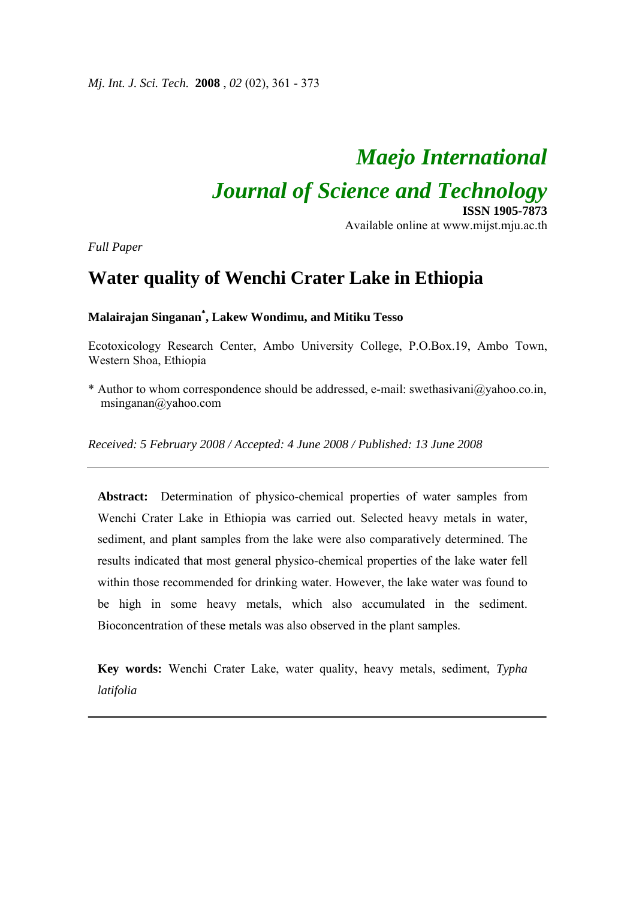*Maejo International Journal of Science and Technology*

**ISSN 1905-7873**

Available online at www.mijst.mju.ac.th

*Full Paper*

# Water quality of Wenchi Crater Lake in Ethiopia

**Malairajan Singanan*, Lakew Wondimu, and Mitiku Tesso**

Ecotoxicology Research Center, Ambo University College, P.O.Box.19, Ambo Town, Western Shoa, Ethiopia

\* Author to whom correspondence should be addressed, e-mail: swethasivani@yahoo.co.in, msinganan@yahoo.com

*Received: 5 February 2008 / Accepted: 4 June 2008 / Published: 13 June 2008*

---

**Abstract:** Determination of physico-chemical properties of water samples from Wenchi Crater Lake in Ethiopia was carried out. Selected heavy metals in water, sediment, and plant samples from the lake were also comparatively determined. The results indicated that most general physico-chemical properties of the lake water fell within those recommended for drinking water. However, the lake water was found to be high in some heavy metals, which also accumulated in the sediment. Bioconcentration of these metals was also observed in the plant samples.

**Key words:** Wenchi Crater Lake, water quality, heavy metals, sediment, *Typha latifolia*

---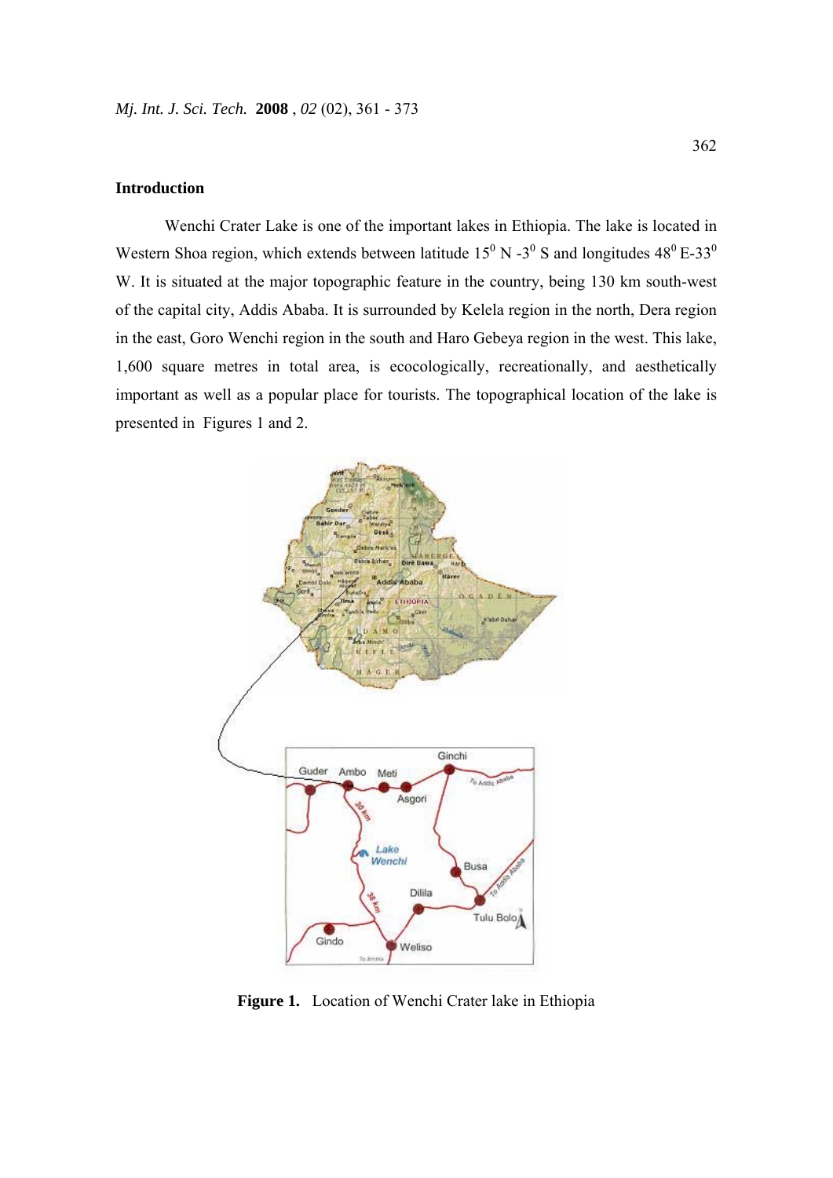## Introduction

Wenchi Crater Lake is one of the important lakes in Ethiopia. The lake is located in Western Shoa region, which extends between latitude $15^0$ N -$3^0$ S and longitudes $48^0$ E-$33^0$ W. It is situated at the major topographic feature in the country, being 130 km south-west of the capital city, Addis Ababa. It is surrounded by Kelela region in the north, Dera region in the east, Goro Wenchi region in the south and Haro Gebeya region in the west. This lake, 1,600 square metres in total area, is ecocologically, recreationally, and aesthetically important as well as a popular place for tourists. The topographical location of the lake is presented in Figures 1 and 2.

**Figure 1.** Location of Wenchi Crater lake in Ethiopia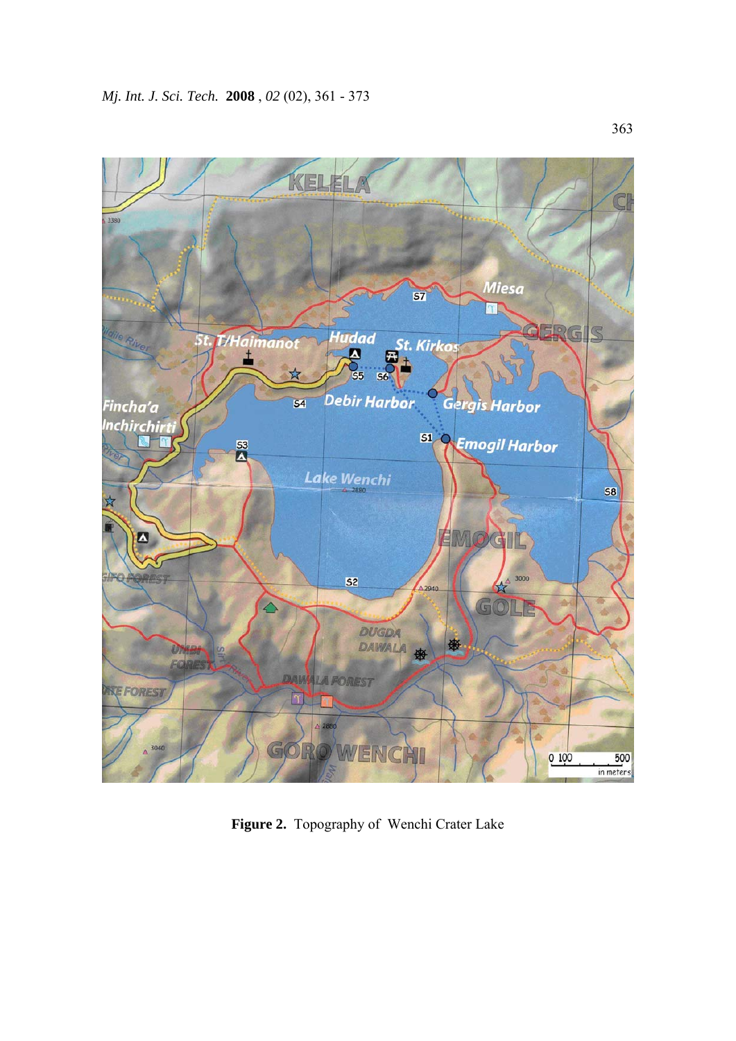**Figure 2.** Topography of Wenchi Crater Lake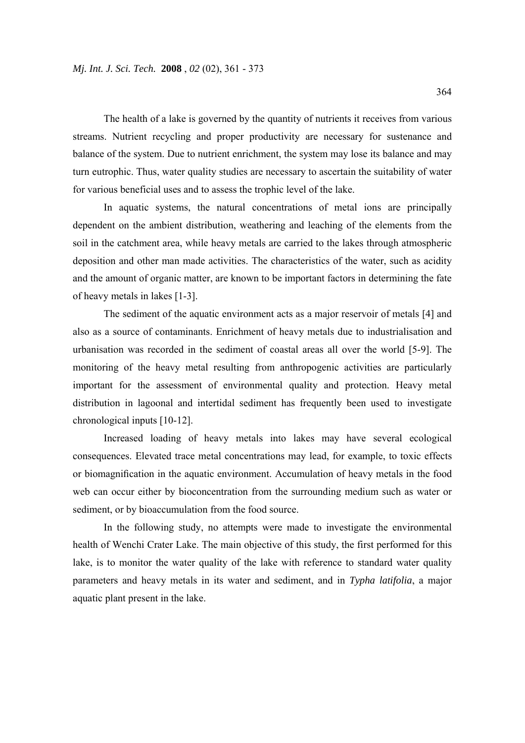The health of a lake is governed by the quantity of nutrients it receives from various streams. Nutrient recycling and proper productivity are necessary for sustenance and balance of the system. Due to nutrient enrichment, the system may lose its balance and may turn eutrophic. Thus, water quality studies are necessary to ascertain the suitability of water for various beneficial uses and to assess the trophic level of the lake.

In aquatic systems, the natural concentrations of metal ions are principally dependent on the ambient distribution, weathering and leaching of the elements from the soil in the catchment area, while heavy metals are carried to the lakes through atmospheric deposition and other man made activities. The characteristics of the water, such as acidity and the amount of organic matter, are known to be important factors in determining the fate of heavy metals in lakes [1-3].

The sediment of the aquatic environment acts as a major reservoir of metals [4] and also as a source of contaminants. Enrichment of heavy metals due to industrialisation and urbanisation was recorded in the sediment of coastal areas all over the world [5-9]. The monitoring of the heavy metal resulting from anthropogenic activities are particularly important for the assessment of environmental quality and protection. Heavy metal distribution in lagoonal and intertidal sediment has frequently been used to investigate chronological inputs [10-12].

Increased loading of heavy metals into lakes may have several ecological consequences. Elevated trace metal concentrations may lead, for example, to toxic effects or biomagnification in the aquatic environment. Accumulation of heavy metals in the food web can occur either by bioconcentration from the surrounding medium such as water or sediment, or by bioaccumulation from the food source.

In the following study, no attempts were made to investigate the environmental health of Wenchi Crater Lake. The main objective of this study, the first performed for this lake, is to monitor the water quality of the lake with reference to standard water quality parameters and heavy metals in its water and sediment, and in *Typha latifolia*, a major aquatic plant present in the lake.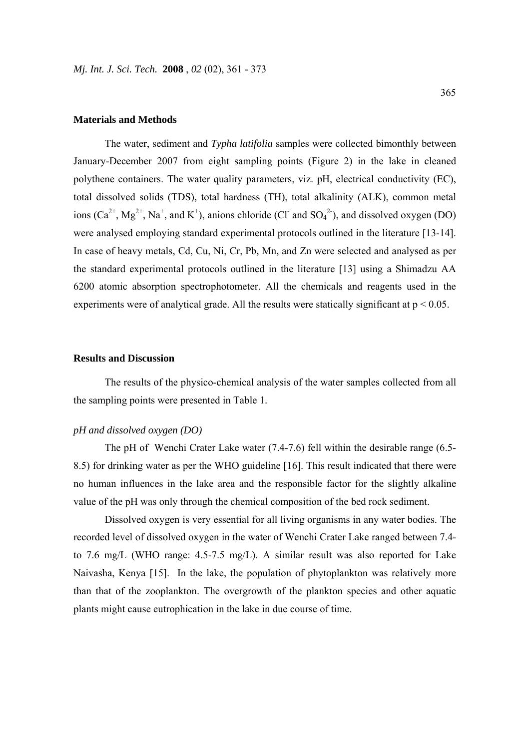## Materials and Methods

The water, sediment and *Typha latifolia* samples were collected bimonthly between January-December 2007 from eight sampling points (Figure 2) in the lake in cleaned polythene containers. The water quality parameters, viz. pH, electrical conductivity (EC), total dissolved solids (TDS), total hardness (TH), total alkalinity (ALK), common metal ions ($Ca^{2+}$, $Mg^{2+}$, $Na^{+}$, and $K^{+}$), anions chloride ($Cl^{-}$ and $SO_4^{2-}$), and dissolved oxygen (DO) were analysed employing standard experimental protocols outlined in the literature [13-14]. In case of heavy metals, Cd, Cu, Ni, Cr, Pb, Mn, and Zn were selected and analysed as per the standard experimental protocols outlined in the literature [13] using a Shimadzu AA 6200 atomic absorption spectrophotometer. All the chemicals and reagents used in the experiments were of analytical grade. All the results were statically significant at $p < 0.05$.

## Results and Discussion

The results of the physico-chemical analysis of the water samples collected from all the sampling points were presented in Table 1.

### *pH and dissolved oxygen (DO)*

The pH of Wenchi Crater Lake water (7.4-7.6) fell within the desirable range (6.5-8.5) for drinking water as per the WHO guideline [16]. This result indicated that there were no human influences in the lake area and the responsible factor for the slightly alkaline value of the pH was only through the chemical composition of the bed rock sediment.

Dissolved oxygen is very essential for all living organisms in any water bodies. The recorded level of dissolved oxygen in the water of Wenchi Crater Lake ranged between 7.4- to 7.6 mg/L (WHO range: 4.5-7.5 mg/L). A similar result was also reported for Lake Naivasha, Kenya [15]. In the lake, the population of phytoplankton was relatively more than that of the zooplankton. The overgrowth of the plankton species and other aquatic plants might cause eutrophication in the lake in due course of time.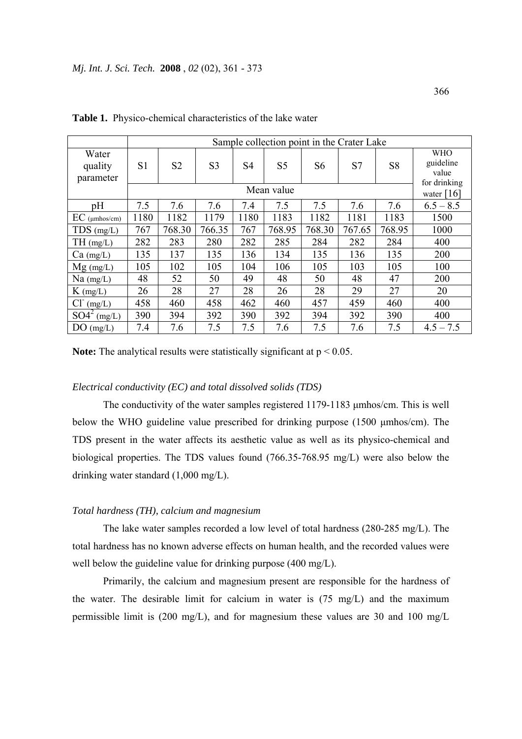**Table 1.** Physico-chemical characteristics of the lake water

| Water quality parameter | Sample collection point in the Crater Lake | | | | | | | | |
|---|---|---|---|---|---|---|---|---|---|
| | S1 | S2 | S3 | S4 | S5 | S6 | S7 | S8 | WHO guideline value for drinking water [16] |
| | Mean value | | | | | | | | |
| pH | 7.5 | 7.6 | 7.6 | 7.4 | 7.5 | 7.5 | 7.6 | 7.6 | 6.5 – 8.5 |
| EC (μmhos/cm) | 1180 | 1182 | 1179 | 1180 | 1183 | 1182 | 1181 | 1183 | 1500 |
| TDS (mg/L) | 767 | 768.30 | 766.35 | 767 | 768.95 | 768.30 | 767.65 | 768.95 | 1000 |
| TH (mg/L) | 282 | 283 | 280 | 282 | 285 | 284 | 282 | 284 | 400 |
| Ca (mg/L) | 135 | 137 | 135 | 136 | 134 | 135 | 136 | 135 | 200 |
| Mg (mg/L) | 105 | 102 | 105 | 104 | 106 | 105 | 103 | 105 | 100 |
| Na (mg/L) | 48 | 52 | 50 | 49 | 48 | 50 | 48 | 47 | 200 |
| K (mg/L) | 26 | 28 | 27 | 28 | 26 | 28 | 29 | 27 | 20 |
| $Cl^-$ (mg/L) | 458 | 460 | 458 | 462 | 460 | 457 | 459 | 460 | 400 |
| $SO4^2$ (mg/L) | 390 | 394 | 392 | 390 | 392 | 394 | 392 | 390 | 400 |
| DO (mg/L) | 7.4 | 7.6 | 7.5 | 7.5 | 7.6 | 7.5 | 7.6 | 7.5 | 4.5 – 7.5 |

**Note:** The analytical results were statistically significant at $p < 0.05$.

*Electrical conductivity (EC) and total dissolved solids (TDS)*

The conductivity of the water samples registered 1179-1183 μmhos/cm. This is well below the WHO guideline value prescribed for drinking purpose (1500 μmhos/cm). The TDS present in the water affects its aesthetic value as well as its physico-chemical and biological properties. The TDS values found (766.35-768.95 mg/L) were also below the drinking water standard (1,000 mg/L).

*Total hardness (TH), calcium and magnesium*

The lake water samples recorded a low level of total hardness (280-285 mg/L). The total hardness has no known adverse effects on human health, and the recorded values were well below the guideline value for drinking purpose (400 mg/L).

Primarily, the calcium and magnesium present are responsible for the hardness of the water. The desirable limit for calcium in water is (75 mg/L) and the maximum permissible limit is (200 mg/L), and for magnesium these values are 30 and 100 mg/L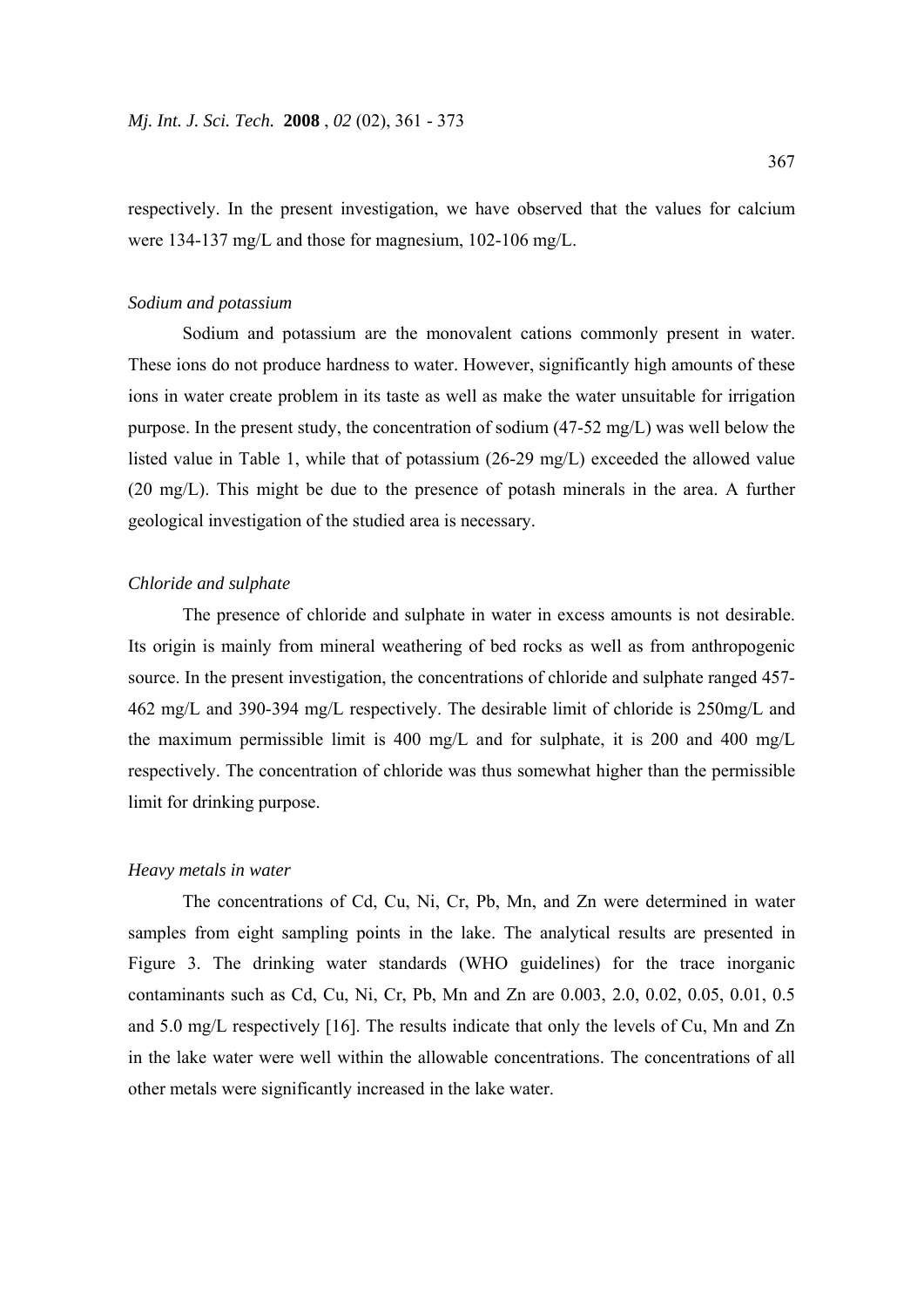respectively. In the present investigation, we have observed that the values for calcium were 134-137 mg/L and those for magnesium, 102-106 mg/L.

*Sodium and potassium*

Sodium and potassium are the monovalent cations commonly present in water. These ions do not produce hardness to water. However, significantly high amounts of these ions in water create problem in its taste as well as make the water unsuitable for irrigation purpose. In the present study, the concentration of sodium (47-52 mg/L) was well below the listed value in Table 1, while that of potassium (26-29 mg/L) exceeded the allowed value (20 mg/L). This might be due to the presence of potash minerals in the area. A further geological investigation of the studied area is necessary.

*Chloride and sulphate*

The presence of chloride and sulphate in water in excess amounts is not desirable. Its origin is mainly from mineral weathering of bed rocks as well as from anthropogenic source. In the present investigation, the concentrations of chloride and sulphate ranged 457-462 mg/L and 390-394 mg/L respectively. The desirable limit of chloride is 250mg/L and the maximum permissible limit is 400 mg/L and for sulphate, it is 200 and 400 mg/L respectively. The concentration of chloride was thus somewhat higher than the permissible limit for drinking purpose.

*Heavy metals in water*

The concentrations of Cd, Cu, Ni, Cr, Pb, Mn, and Zn were determined in water samples from eight sampling points in the lake. The analytical results are presented in Figure 3. The drinking water standards (WHO guidelines) for the trace inorganic contaminants such as Cd, Cu, Ni, Cr, Pb, Mn and Zn are 0.003, 2.0, 0.02, 0.05, 0.01, 0.5 and 5.0 mg/L respectively [16]. The results indicate that only the levels of Cu, Mn and Zn in the lake water were well within the allowable concentrations. The concentrations of all other metals were significantly increased in the lake water.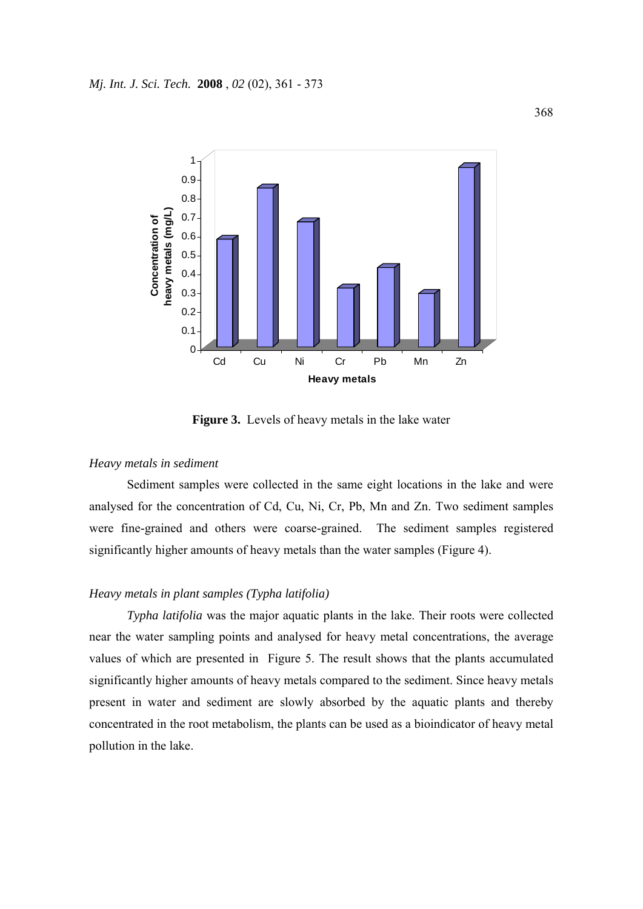**Figure 3.** Levels of heavy metals in the lake water

*Heavy metals in sediment*

Sediment samples were collected in the same eight locations in the lake and were analysed for the concentration of Cd, Cu, Ni, Cr, Pb, Mn and Zn. Two sediment samples were fine-grained and others were coarse-grained. The sediment samples registered significantly higher amounts of heavy metals than the water samples (Figure 4).

*Heavy metals in plant samples (Typha latifolia)*

*Typha latifolia* was the major aquatic plants in the lake. Their roots were collected near the water sampling points and analysed for heavy metal concentrations, the average values of which are presented in Figure 5. The result shows that the plants accumulated significantly higher amounts of heavy metals compared to the sediment. Since heavy metals present in water and sediment are slowly absorbed by the aquatic plants and thereby concentrated in the root metabolism, the plants can be used as a bioindicator of heavy metal pollution in the lake.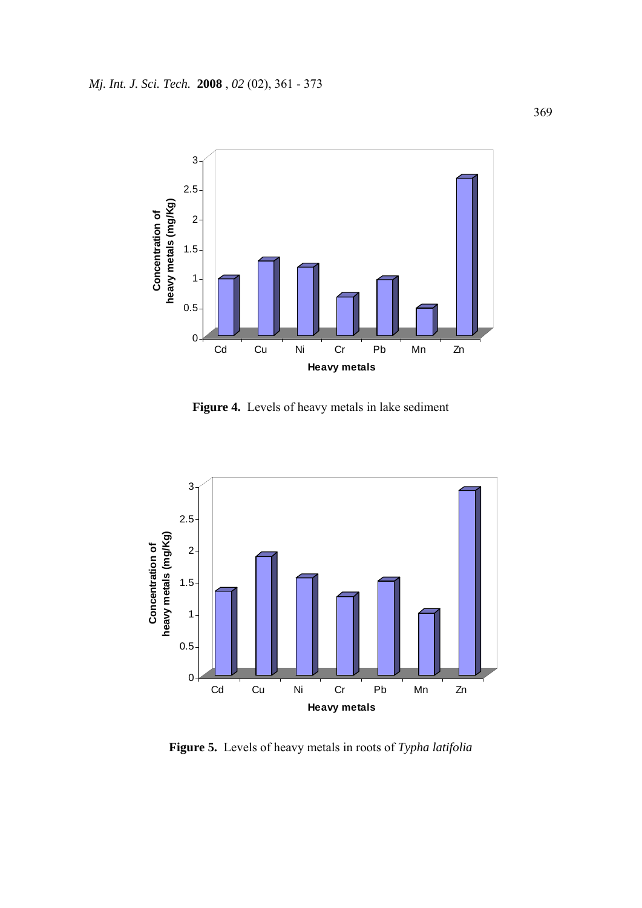**Figure 4.** Levels of heavy metals in lake sediment

**Figure 5.** Levels of heavy metals in roots of *Typha latifolia*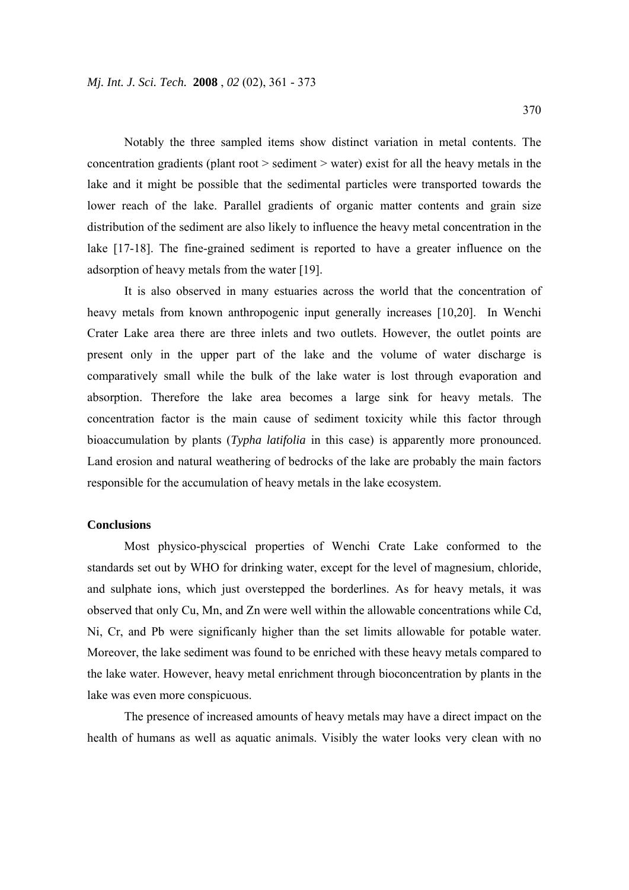Notably the three sampled items show distinct variation in metal contents. The concentration gradients (plant root > sediment > water) exist for all the heavy metals in the lake and it might be possible that the sedimental particles were transported towards the lower reach of the lake. Parallel gradients of organic matter contents and grain size distribution of the sediment are also likely to influence the heavy metal concentration in the lake [17-18]. The fine-grained sediment is reported to have a greater influence on the adsorption of heavy metals from the water [19].

It is also observed in many estuaries across the world that the concentration of heavy metals from known anthropogenic input generally increases [10,20]. In Wenchi Crater Lake area there are three inlets and two outlets. However, the outlet points are present only in the upper part of the lake and the volume of water discharge is comparatively small while the bulk of the lake water is lost through evaporation and absorption. Therefore the lake area becomes a large sink for heavy metals. The concentration factor is the main cause of sediment toxicity while this factor through bioaccumulation by plants (*Typha latifolia* in this case) is apparently more pronounced. Land erosion and natural weathering of bedrocks of the lake are probably the main factors responsible for the accumulation of heavy metals in the lake ecosystem.

## Conclusions

Most physico-physcical properties of Wenchi Crate Lake conformed to the standards set out by WHO for drinking water, except for the level of magnesium, chloride, and sulphate ions, which just overstepped the borderlines. As for heavy metals, it was observed that only Cu, Mn, and Zn were well within the allowable concentrations while Cd, Ni, Cr, and Pb were significanly higher than the set limits allowable for potable water. Moreover, the lake sediment was found to be enriched with these heavy metals compared to the lake water. However, heavy metal enrichment through bioconcentration by plants in the lake was even more conspicuous.

The presence of increased amounts of heavy metals may have a direct impact on the health of humans as well as aquatic animals. Visibly the water looks very clean with no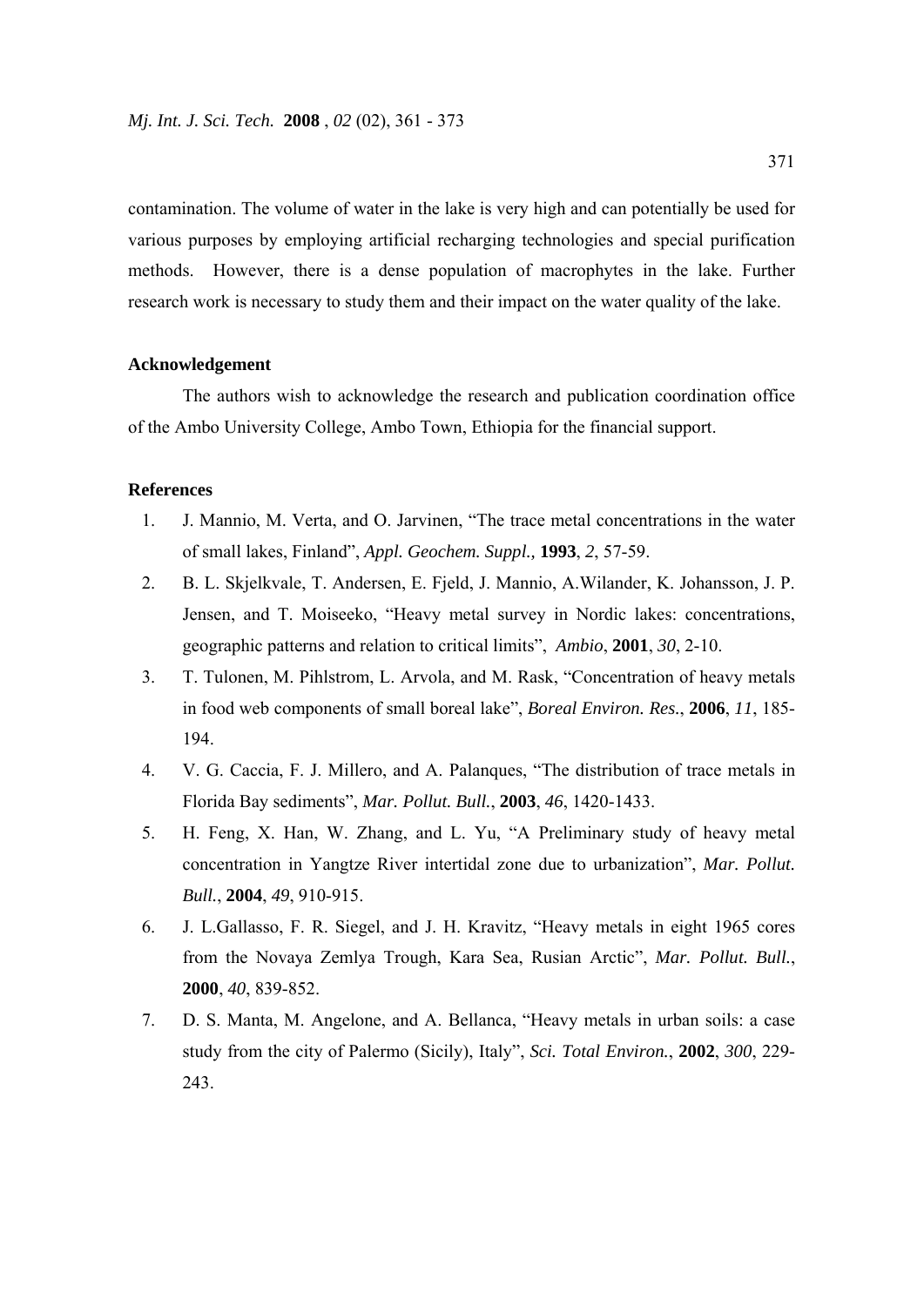contamination. The volume of water in the lake is very high and can potentially be used for various purposes by employing artificial recharging technologies and special purification methods. However, there is a dense population of macrophytes in the lake. Further research work is necessary to study them and their impact on the water quality of the lake.

## Acknowledgement

The authors wish to acknowledge the research and publication coordination office of the Ambo University College, Ambo Town, Ethiopia for the financial support.

## References

1. J. Mannio, M. Verta, and O. Jarvinen, "The trace metal concentrations in the water of small lakes, Finland", *Appl. Geochem. Suppl.,* **1993**, *2*, 57-59.
2. B. L. Skjelkvale, T. Andersen, E. Fjeld, J. Mannio, A.Wilander, K. Johansson, J. P. Jensen, and T. Moiseeko, "Heavy metal survey in Nordic lakes: concentrations, geographic patterns and relation to critical limits", *Ambio*, **2001**, *30*, 2-10.
3. T. Tulonen, M. Pihlstrom, L. Arvola, and M. Rask, "Concentration of heavy metals in food web components of small boreal lake", *Boreal Environ. Res.*, **2006**, *11*, 185-194.
4. V. G. Caccia, F. J. Millero, and A. Palanques, "The distribution of trace metals in Florida Bay sediments", *Mar. Pollut. Bull.*, **2003**, *46*, 1420-1433.
5. H. Feng, X. Han, W. Zhang, and L. Yu, "A Preliminary study of heavy metal concentration in Yangtze River intertidal zone due to urbanization", *Mar. Pollut. Bull.*, **2004**, *49*, 910-915.
6. J. L.Gallasso, F. R. Siegel, and J. H. Kravitz, "Heavy metals in eight 1965 cores from the Novaya Zemlya Trough, Kara Sea, Rusian Arctic", *Mar. Pollut. Bull.*, **2000**, *40*, 839-852.
7. D. S. Manta, M. Angelone, and A. Bellanca, "Heavy metals in urban soils: a case study from the city of Palermo (Sicily), Italy", *Sci. Total Environ.*, **2002**, *300*, 229-243.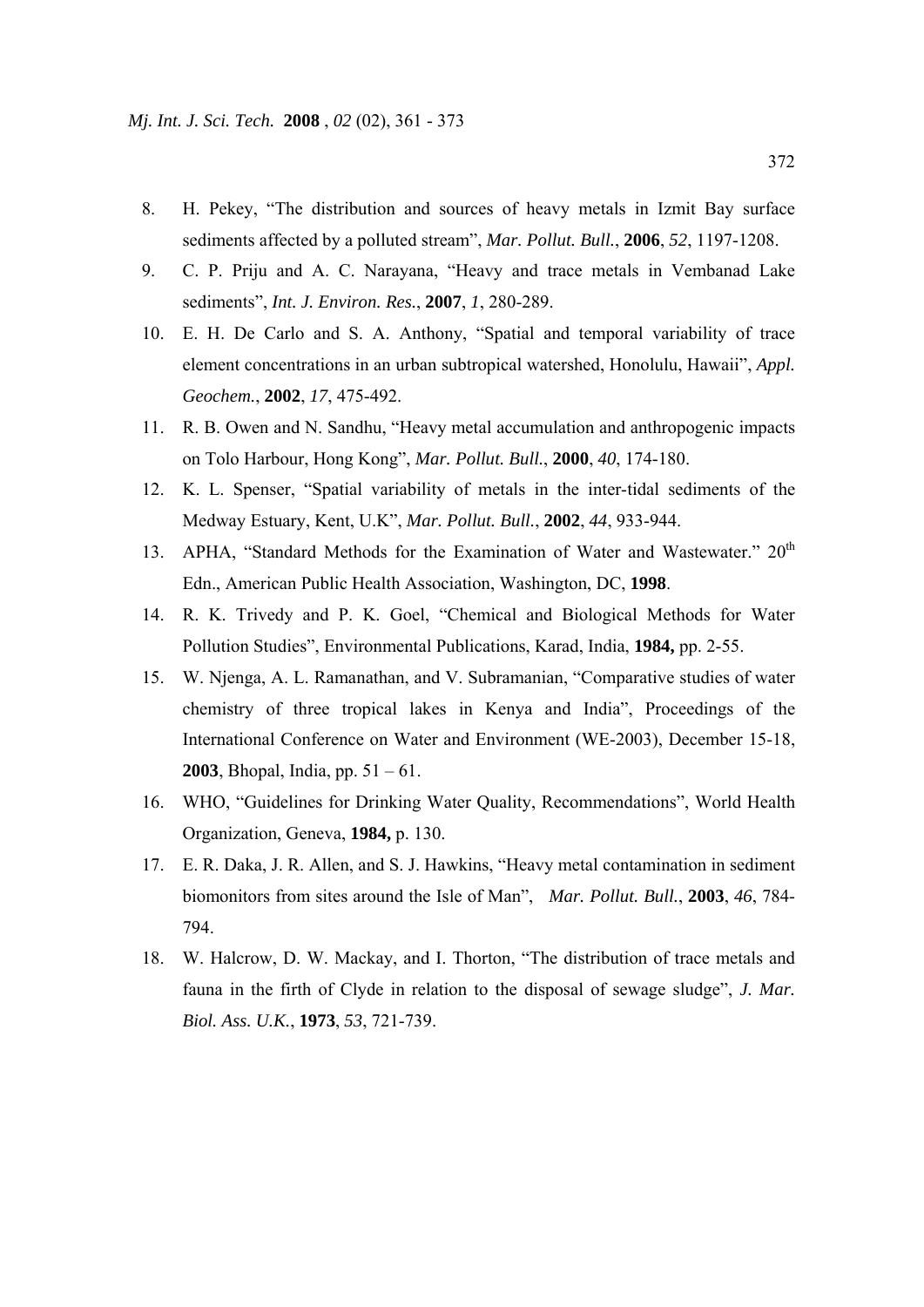8. H. Pekey, "The distribution and sources of heavy metals in Izmit Bay surface sediments affected by a polluted stream", *Mar. Pollut. Bull.*, **2006**, *52*, 1197-1208.
9. C. P. Priju and A. C. Narayana, "Heavy and trace metals in Vembanad Lake sediments", *Int. J. Environ. Res.*, **2007**, *1*, 280-289.
10. E. H. De Carlo and S. A. Anthony, "Spatial and temporal variability of trace element concentrations in an urban subtropical watershed, Honolulu, Hawaii", *Appl. Geochem.*, **2002**, *17*, 475-492.
11. R. B. Owen and N. Sandhu, "Heavy metal accumulation and anthropogenic impacts on Tolo Harbour, Hong Kong", *Mar. Pollut. Bull.*, **2000**, *40*, 174-180.
12. K. L. Spenser, "Spatial variability of metals in the inter-tidal sediments of the Medway Estuary, Kent, U.K", *Mar. Pollut. Bull.*, **2002**, *44*, 933-944.
13. APHA, "Standard Methods for the Examination of Water and Wastewater." 20th Edn., American Public Health Association, Washington, DC, **1998**.
14. R. K. Trivedy and P. K. Goel, "Chemical and Biological Methods for Water Pollution Studies", Environmental Publications, Karad, India, **1984,** pp. 2-55.
15. W. Njenga, A. L. Ramanathan, and V. Subramanian, "Comparative studies of water chemistry of three tropical lakes in Kenya and India", Proceedings of the International Conference on Water and Environment (WE-2003), December 15-18, **2003**, Bhopal, India, pp. 51 – 61.
16. WHO, "Guidelines for Drinking Water Quality, Recommendations", World Health Organization, Geneva, **1984,** p. 130.
17. E. R. Daka, J. R. Allen, and S. J. Hawkins, "Heavy metal contamination in sediment biomonitors from sites around the Isle of Man", *Mar. Pollut. Bull.*, **2003**, *46*, 784-794.
18. W. Halcrow, D. W. Mackay, and I. Thorton, "The distribution of trace metals and fauna in the firth of Clyde in relation to the disposal of sewage sludge", *J. Mar. Biol. Ass. U.K.*, **1973**, *53*, 721-739.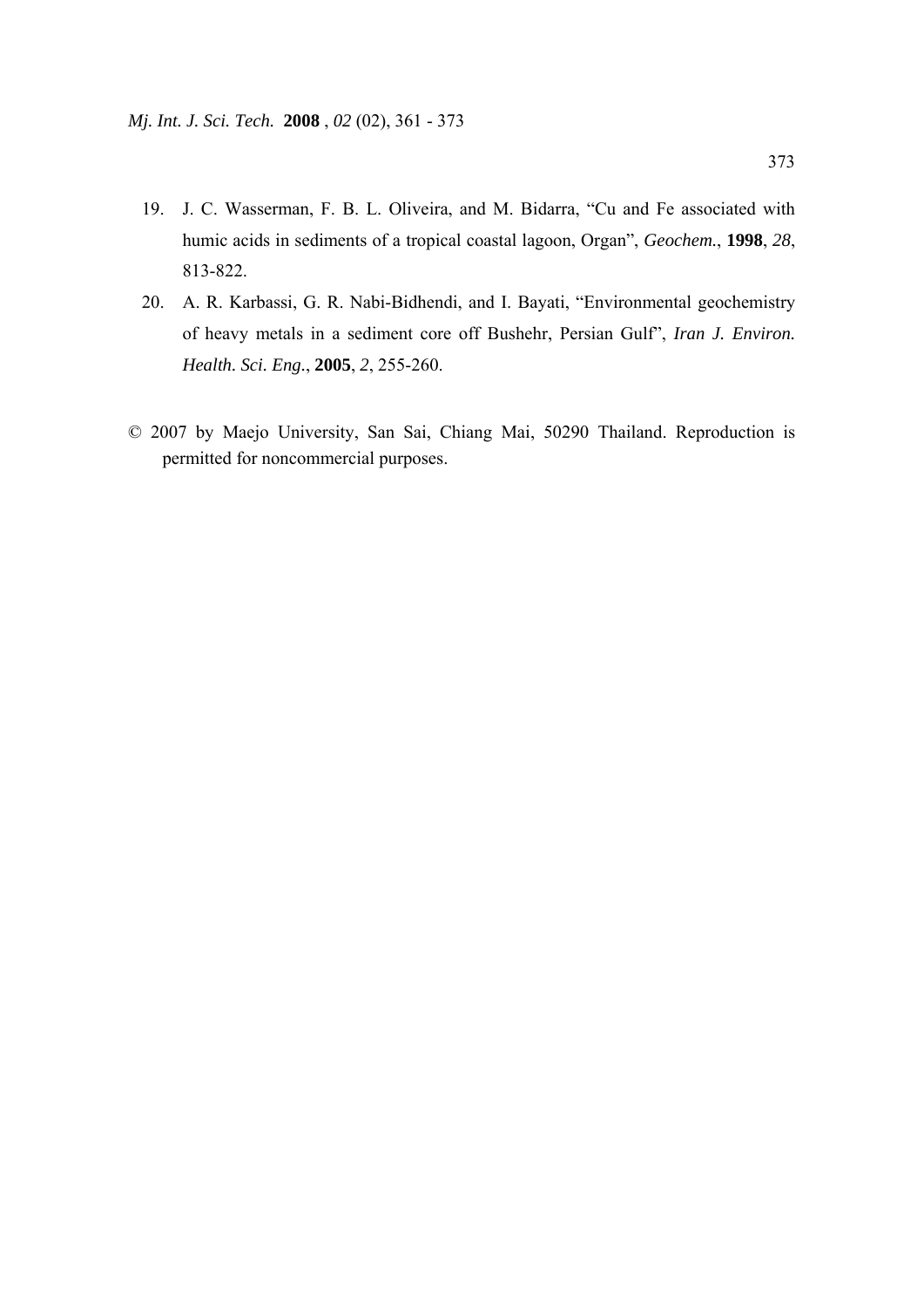19. J. C. Wasserman, F. B. L. Oliveira, and M. Bidarra, "Cu and Fe associated with humic acids in sediments of a tropical coastal lagoon, Organ", *Geochem.*, **1998**, *28*, 813-822.
20. A. R. Karbassi, G. R. Nabi-Bidhendi, and I. Bayati, "Environmental geochemistry of heavy metals in a sediment core off Bushehr, Persian Gulf", *Iran J. Environ. Health. Sci. Eng.*, **2005**, *2*, 255-260.

© 2007 by Maejo University, San Sai, Chiang Mai, 50290 Thailand. Reproduction is permitted for noncommercial purposes.